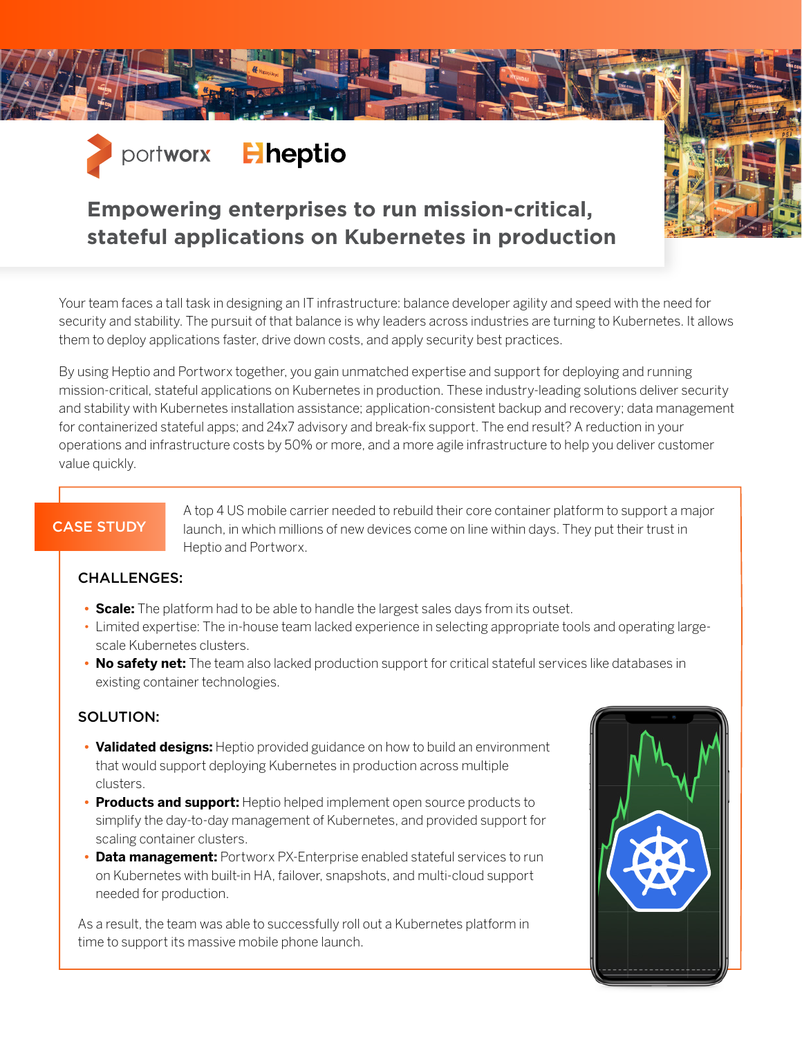portworx | heptio

# Empowering enterprises to run mission-critical, stateful applications on Kubernetes in production

Your team faces a tall task in designing an IT infrastructure: balance developer agility and speed with the need for security and stability. The pursuit of that balance is why leaders across industries are turning to Kubernetes. It allows them to deploy applications faster, drive down costs, and apply security best practices.

By using Heptio and Portworx together, you gain unmatched expertise and support for deploying and running mission-critical, stateful applications on Kubernetes in production. These industry-leading solutions deliver security and stability with Kubernetes installation assistance; application-consistent backup and recovery; data management for containerized stateful apps; and 24x7 advisory and break-fix support. The end result? A reduction in your operations and infrastructure costs by 50% or more, and a more agile infrastructure to help you deliver customer value quickly.

## CASE STUDY

A top 4 US mobile carrier needed to rebuild their core container platform to support a major launch, in which millions of new devices come on line within days. They put their trust in Heptio and Portworx.

### CHALLENGES:

- **Scale:** The platform had to be able to handle the largest sales days from its outset.
- Limited expertise: The in-house team lacked experience in selecting appropriate tools and operating large-scale Kubernetes clusters.
- **No safety net:** The team also lacked production support for critical stateful services like databases in existing container technologies.

### SOLUTION:

- **Validated designs:** Heptio provided guidance on how to build an environment that would support deploying Kubernetes in production across multiple clusters.
- **Products and support:** Heptio helped implement open source products to simplify the day-to-day management of Kubernetes, and provided support for scaling container clusters.
- **Data management:** Portworx PX-Enterprise enabled stateful services to run on Kubernetes with built-in HA, failover, snapshots, and multi-cloud support needed for production.

As a result, the team was able to successfully roll out a Kubernetes platform in time to support its massive mobile phone launch.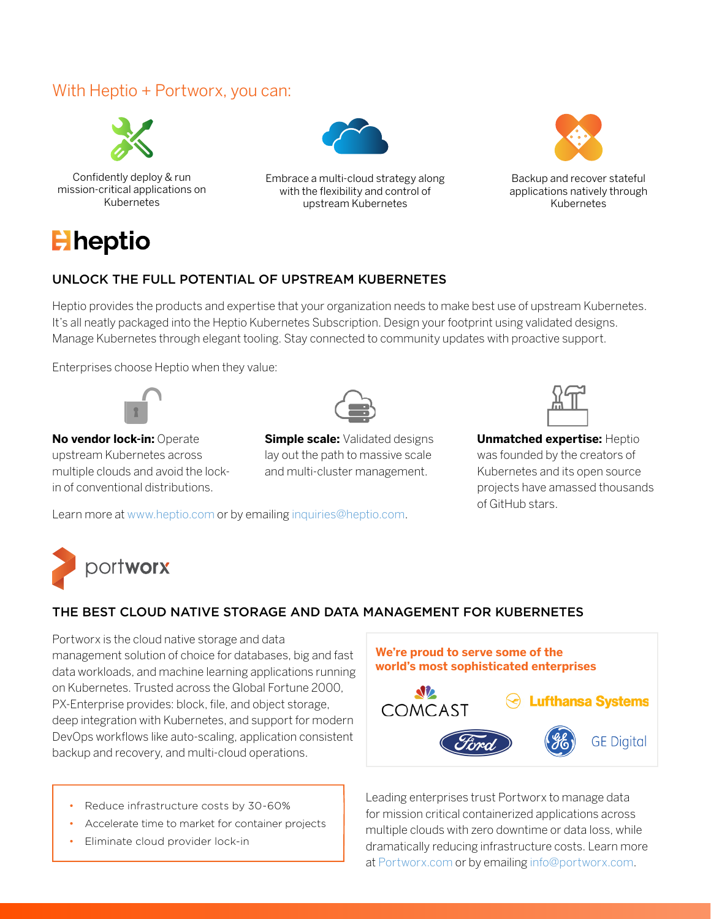## With Heptio + Portworx, you can:

Confidently deploy & run mission-critical applications on Kubernetes

Embrace a multi-cloud strategy along with the flexibility and control of upstream Kubernetes

Backup and recover stateful applications natively through Kubernetes

# heptio

### UNLOCK THE FULL POTENTIAL OF UPSTREAM KUBERNETES

Heptio provides the products and expertise that your organization needs to make best use of upstream Kubernetes. It's all neatly packaged into the Heptio Kubernetes Subscription. Design your footprint using validated designs. Manage Kubernetes through elegant tooling. Stay connected to community updates with proactive support.

Enterprises choose Heptio when they value:

**No vendor lock-in:** Operate upstream Kubernetes across multiple clouds and avoid the lock-in of conventional distributions.

**Simple scale:** Validated designs lay out the path to massive scale and multi-cluster management.

**Unmatched expertise:** Heptio was founded by the creators of Kubernetes and its open source projects have amassed thousands of GitHub stars.

Learn more at www.heptio.com or by emailing inquiries@heptio.com.

# portworx

### THE BEST CLOUD NATIVE STORAGE AND DATA MANAGEMENT FOR KUBERNETES

Portworx is the cloud native storage and data management solution of choice for databases, big and fast data workloads, and machine learning applications running on Kubernetes. Trusted across the Global Fortune 2000, PX-Enterprise provides: block, file, and object storage, deep integration with Kubernetes, and support for modern DevOps workflows like auto-scaling, application consistent backup and recovery, and multi-cloud operations.

- Reduce infrastructure costs by 30-60%
- Accelerate time to market for container projects
- Eliminate cloud provider lock-in

**We're proud to serve some of the world's most sophisticated enterprises**

COMCAST

Lufthansa Systems

Ford

GE Digital

Leading enterprises trust Portworx to manage data for mission critical containerized applications across multiple clouds with zero downtime or data loss, while dramatically reducing infrastructure costs. Learn more at Portworx.com or by emailing info@portworx.com.